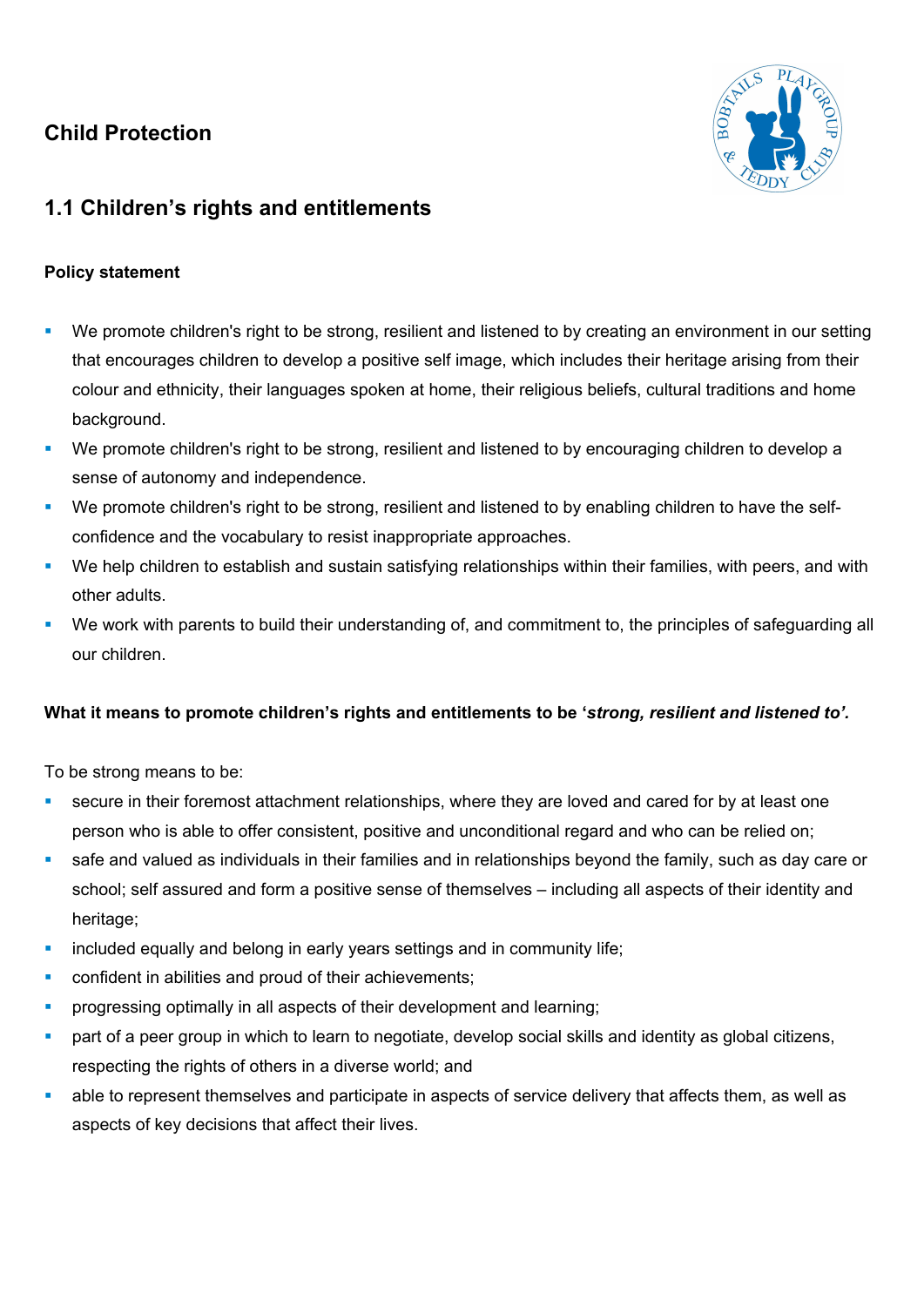# Child Protection

## 1.1 Children's rights and entitlements

### Policy statement

- We promote children's right to be strong, resilient and listened to by creating an environment in our setting that encourages children to develop a positive self image, which includes their heritage arising from their colour and ethnicity, their languages spoken at home, their religious beliefs, cultural traditions and home background.
- We promote children's right to be strong, resilient and listened to by encouraging children to develop a sense of autonomy and independence.
- We promote children's right to be strong, resilient and listened to by enabling children to have the self-confidence and the vocabulary to resist inappropriate approaches.
- We help children to establish and sustain satisfying relationships within their families, with peers, and with other adults.
- We work with parents to build their understanding of, and commitment to, the principles of safeguarding all our children.

### What it means to promote children's rights and entitlements to be '*strong, resilient and listened to'.*

To be strong means to be:

- secure in their foremost attachment relationships, where they are loved and cared for by at least one person who is able to offer consistent, positive and unconditional regard and who can be relied on;
- safe and valued as individuals in their families and in relationships beyond the family, such as day care or school; self assured and form a positive sense of themselves – including all aspects of their identity and heritage;
- included equally and belong in early years settings and in community life;
- confident in abilities and proud of their achievements;
- progressing optimally in all aspects of their development and learning;
- part of a peer group in which to learn to negotiate, develop social skills and identity as global citizens, respecting the rights of others in a diverse world; and
- able to represent themselves and participate in aspects of service delivery that affects them, as well as aspects of key decisions that affect their lives.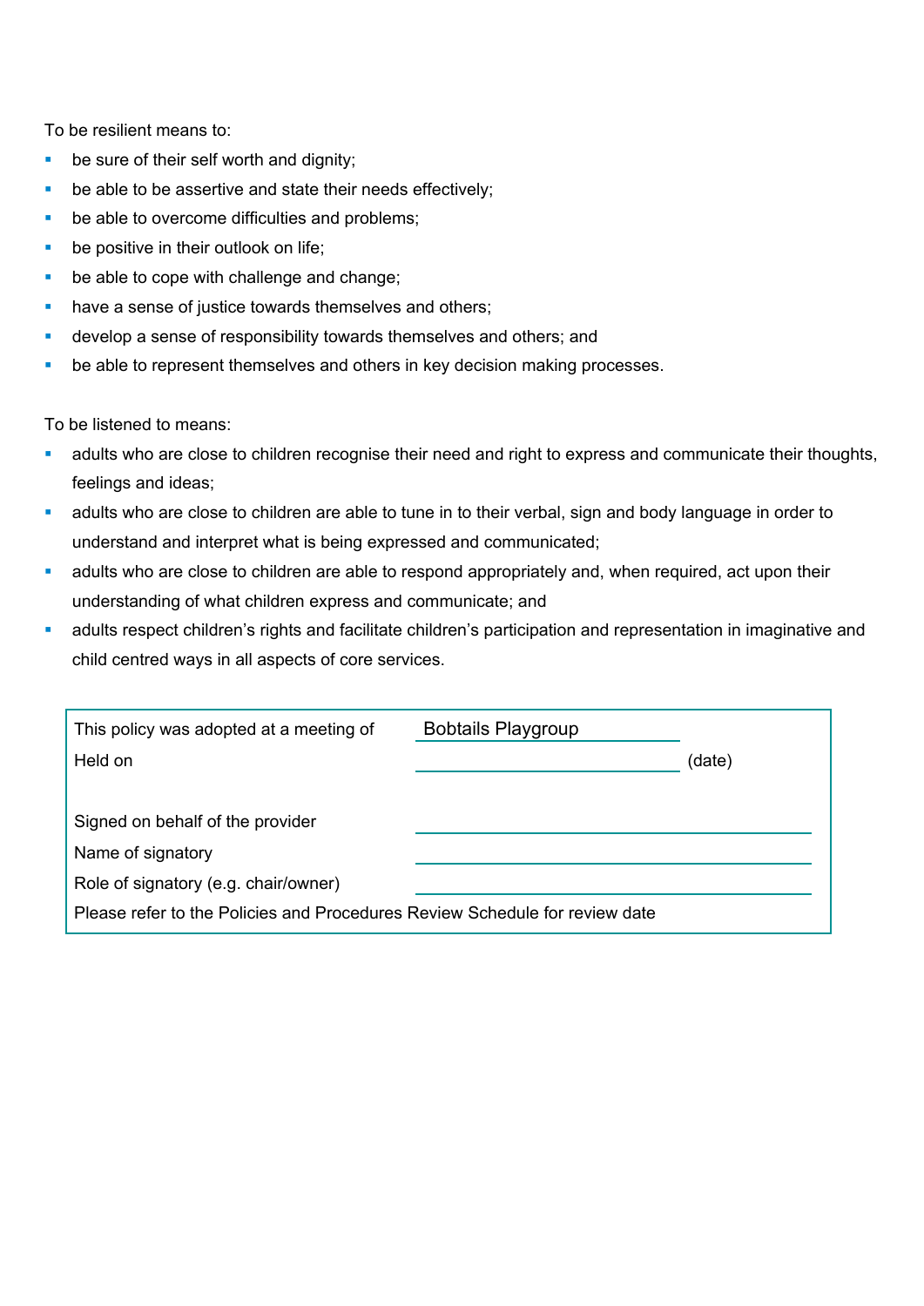To be resilient means to:

- be sure of their self worth and dignity;
- be able to be assertive and state their needs effectively;
- be able to overcome difficulties and problems;
- be positive in their outlook on life;
- be able to cope with challenge and change;
- have a sense of justice towards themselves and others;
- develop a sense of responsibility towards themselves and others; and
- be able to represent themselves and others in key decision making processes.

To be listened to means:

- adults who are close to children recognise their need and right to express and communicate their thoughts, feelings and ideas;
- adults who are close to children are able to tune in to their verbal, sign and body language in order to understand and interpret what is being expressed and communicated;
- adults who are close to children are able to respond appropriately and, when required, act upon their understanding of what children express and communicate; and
- adults respect children's rights and facilitate children's participation and representation in imaginative and child centred ways in all aspects of core services.

| | | |
|---|---|---|
| This policy was adopted at a meeting of | Bobtails Playgroup | |
| Held on | | (date) |
| Signed on behalf of the provider | | |
| Name of signatory | | |
| Role of signatory (e.g. chair/owner) | | |
| Please refer to the Policies and Procedures Review Schedule for review date | | |